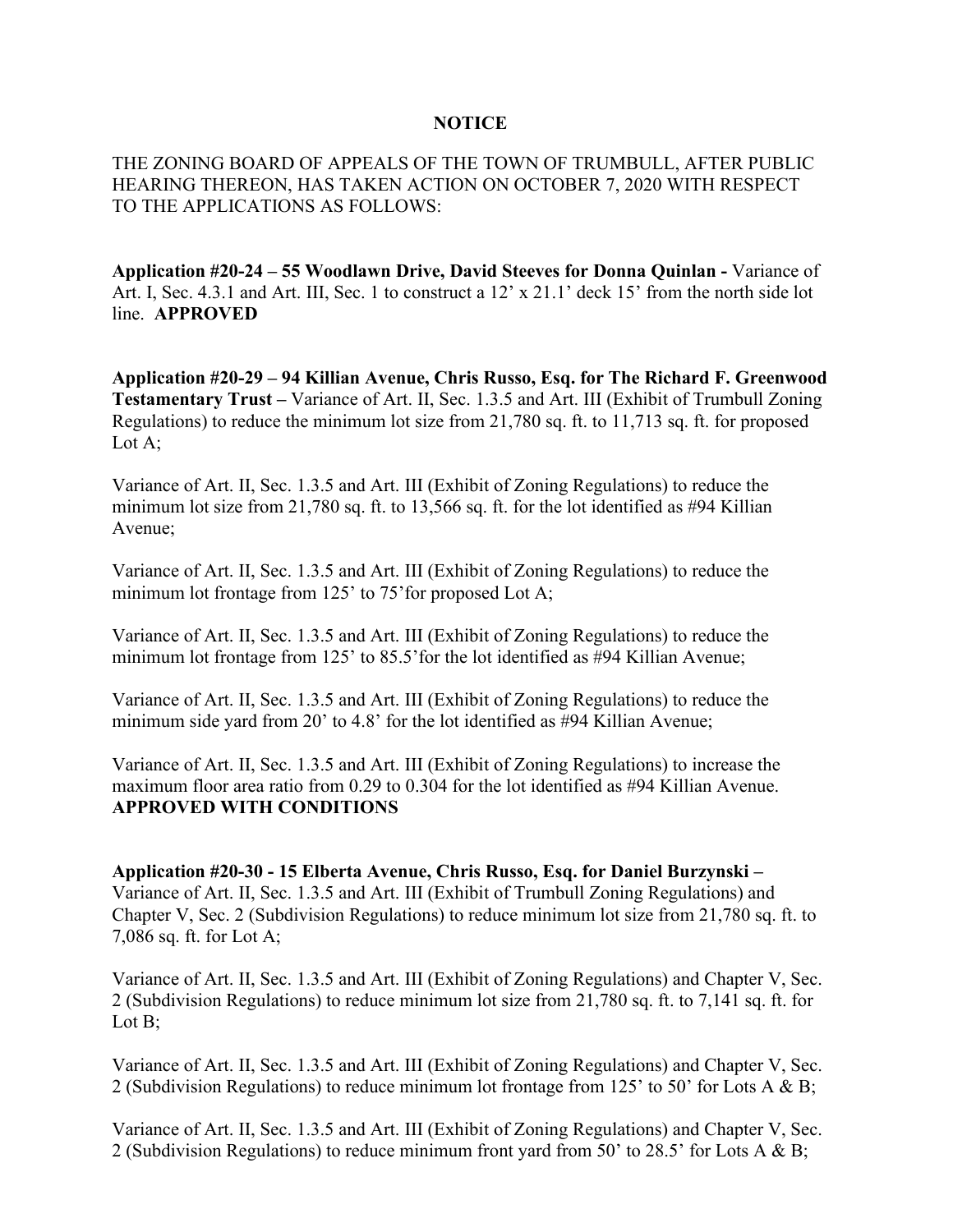**NOTICE**

THE ZONING BOARD OF APPEALS OF THE TOWN OF TRUMBULL, AFTER PUBLIC HEARING THEREON, HAS TAKEN ACTION ON OCTOBER 7, 2020 WITH RESPECT TO THE APPLICATIONS AS FOLLOWS:

**Application #20-24 – 55 Woodlawn Drive, David Steeves for Donna Quinlan -** Variance of Art. I, Sec. 4.3.1 and Art. III, Sec. 1 to construct a 12' x 21.1' deck 15' from the north side lot line. **APPROVED**

**Application #20-29 – 94 Killian Avenue, Chris Russo, Esq. for The Richard F. Greenwood Testamentary Trust –** Variance of Art. II, Sec. 1.3.5 and Art. III (Exhibit of Trumbull Zoning Regulations) to reduce the minimum lot size from 21,780 sq. ft. to 11,713 sq. ft. for proposed Lot A;

Variance of Art. II, Sec. 1.3.5 and Art. III (Exhibit of Zoning Regulations) to reduce the minimum lot size from 21,780 sq. ft. to 13,566 sq. ft. for the lot identified as #94 Killian Avenue;

Variance of Art. II, Sec. 1.3.5 and Art. III (Exhibit of Zoning Regulations) to reduce the minimum lot frontage from 125' to 75'for proposed Lot A;

Variance of Art. II, Sec. 1.3.5 and Art. III (Exhibit of Zoning Regulations) to reduce the minimum lot frontage from 125' to 85.5'for the lot identified as #94 Killian Avenue;

Variance of Art. II, Sec. 1.3.5 and Art. III (Exhibit of Zoning Regulations) to reduce the minimum side yard from 20' to 4.8' for the lot identified as #94 Killian Avenue;

Variance of Art. II, Sec. 1.3.5 and Art. III (Exhibit of Zoning Regulations) to increase the maximum floor area ratio from 0.29 to 0.304 for the lot identified as #94 Killian Avenue. **APPROVED WITH CONDITIONS**

**Application #20-30 - 15 Elberta Avenue, Chris Russo, Esq. for Daniel Burzynski –** Variance of Art. II, Sec. 1.3.5 and Art. III (Exhibit of Trumbull Zoning Regulations) and Chapter V, Sec. 2 (Subdivision Regulations) to reduce minimum lot size from 21,780 sq. ft. to 7,086 sq. ft. for Lot A;

Variance of Art. II, Sec. 1.3.5 and Art. III (Exhibit of Zoning Regulations) and Chapter V, Sec. 2 (Subdivision Regulations) to reduce minimum lot size from 21,780 sq. ft. to 7,141 sq. ft. for Lot B;

Variance of Art. II, Sec. 1.3.5 and Art. III (Exhibit of Zoning Regulations) and Chapter V, Sec. 2 (Subdivision Regulations) to reduce minimum lot frontage from 125' to 50' for Lots A & B;

Variance of Art. II, Sec. 1.3.5 and Art. III (Exhibit of Zoning Regulations) and Chapter V, Sec. 2 (Subdivision Regulations) to reduce minimum front yard from 50' to 28.5' for Lots A & B;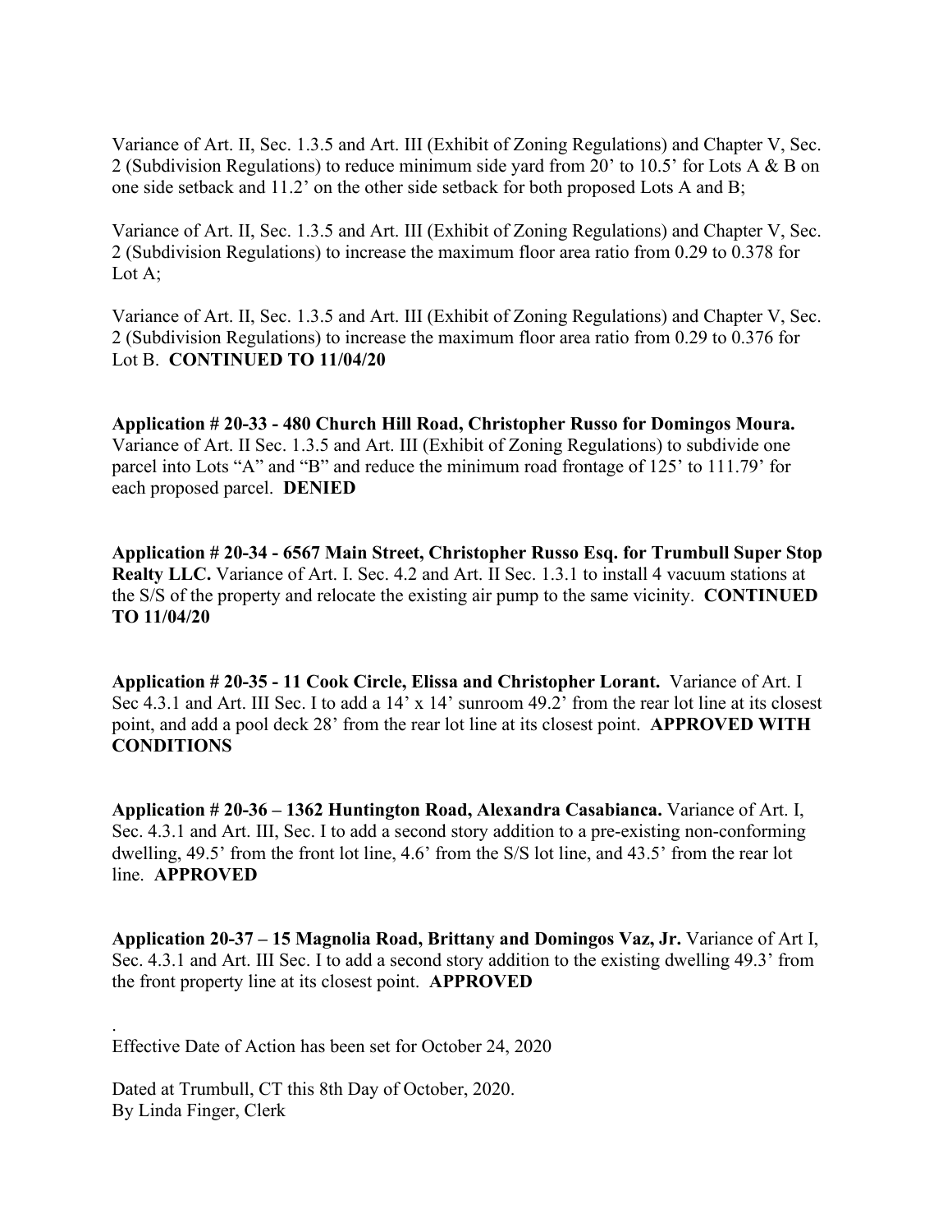Variance of Art. II, Sec. 1.3.5 and Art. III (Exhibit of Zoning Regulations) and Chapter V, Sec. 2 (Subdivision Regulations) to reduce minimum side yard from 20' to 10.5' for Lots A & B on one side setback and 11.2' on the other side setback for both proposed Lots A and B;

Variance of Art. II, Sec. 1.3.5 and Art. III (Exhibit of Zoning Regulations) and Chapter V, Sec. 2 (Subdivision Regulations) to increase the maximum floor area ratio from 0.29 to 0.378 for Lot A;

Variance of Art. II, Sec. 1.3.5 and Art. III (Exhibit of Zoning Regulations) and Chapter V, Sec. 2 (Subdivision Regulations) to increase the maximum floor area ratio from 0.29 to 0.376 for Lot B. **CONTINUED TO 11/04/20**

**Application # 20-33 - 480 Church Hill Road, Christopher Russo for Domingos Moura.** Variance of Art. II Sec. 1.3.5 and Art. III (Exhibit of Zoning Regulations) to subdivide one parcel into Lots "A" and "B" and reduce the minimum road frontage of 125' to 111.79' for each proposed parcel. **DENIED**

**Application # 20-34 - 6567 Main Street, Christopher Russo Esq. for Trumbull Super Stop Realty LLC.** Variance of Art. I. Sec. 4.2 and Art. II Sec. 1.3.1 to install 4 vacuum stations at the S/S of the property and relocate the existing air pump to the same vicinity. **CONTINUED TO 11/04/20**

**Application # 20-35 - 11 Cook Circle, Elissa and Christopher Lorant.** Variance of Art. I Sec 4.3.1 and Art. III Sec. I to add a 14' x 14' sunroom 49.2' from the rear lot line at its closest point, and add a pool deck 28' from the rear lot line at its closest point. **APPROVED WITH CONDITIONS**

**Application # 20-36 – 1362 Huntington Road, Alexandra Casabianca.** Variance of Art. I, Sec. 4.3.1 and Art. III, Sec. I to add a second story addition to a pre-existing non-conforming dwelling, 49.5' from the front lot line, 4.6' from the S/S lot line, and 43.5' from the rear lot line. **APPROVED**

**Application 20-37 – 15 Magnolia Road, Brittany and Domingos Vaz, Jr.** Variance of Art I, Sec. 4.3.1 and Art. III Sec. I to add a second story addition to the existing dwelling 49.3' from the front property line at its closest point. **APPROVED**

.
Effective Date of Action has been set for October 24, 2020

Dated at Trumbull, CT this 8th Day of October, 2020.
By Linda Finger, Clerk